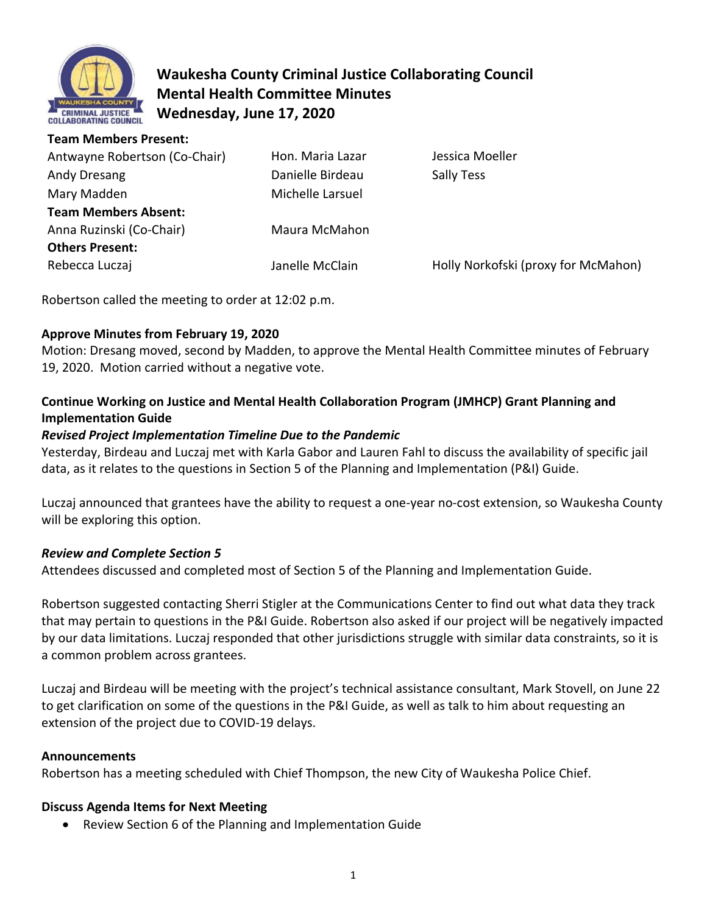# Waukesha County Criminal Justice Collaborating Council
## Mental Health Committee Minutes
## Wednesday, June 17, 2020

**Team Members Present:**

| | | |
|---|---|---|
| Antwayne Robertson (Co-Chair) | Hon. Maria Lazar | Jessica Moeller |
| Andy Dresang | Danielle Birdeau | Sally Tess |
| Mary Madden | Michelle Larsuel | |

**Team Members Absent:**

| | |
|---|---|
| Anna Ruzinski (Co-Chair) | Maura McMahon |

**Others Present:**

| | | |
|---|---|---|
| Rebecca Luczaj | Janelle McClain | Holly Norkofski (proxy for McMahon) |

Robertson called the meeting to order at 12:02 p.m.

**Approve Minutes from February 19, 2020**

Motion: Dresang moved, second by Madden, to approve the Mental Health Committee minutes of February 19, 2020. Motion carried without a negative vote.

**Continue Working on Justice and Mental Health Collaboration Program (JMHCP) Grant Planning and Implementation Guide**

***Revised Project Implementation Timeline Due to the Pandemic***

Yesterday, Birdeau and Luczaj met with Karla Gabor and Lauren Fahl to discuss the availability of specific jail data, as it relates to the questions in Section 5 of the Planning and Implementation (P&I) Guide.

Luczaj announced that grantees have the ability to request a one-year no-cost extension, so Waukesha County will be exploring this option.

***Review and Complete Section 5***

Attendees discussed and completed most of Section 5 of the Planning and Implementation Guide.

Robertson suggested contacting Sherri Stigler at the Communications Center to find out what data they track that may pertain to questions in the P&I Guide. Robertson also asked if our project will be negatively impacted by our data limitations. Luczaj responded that other jurisdictions struggle with similar data constraints, so it is a common problem across grantees.

Luczaj and Birdeau will be meeting with the project's technical assistance consultant, Mark Stovell, on June 22 to get clarification on some of the questions in the P&I Guide, as well as talk to him about requesting an extension of the project due to COVID-19 delays.

**Announcements**

Robertson has a meeting scheduled with Chief Thompson, the new City of Waukesha Police Chief.

**Discuss Agenda Items for Next Meeting**

- Review Section 6 of the Planning and Implementation Guide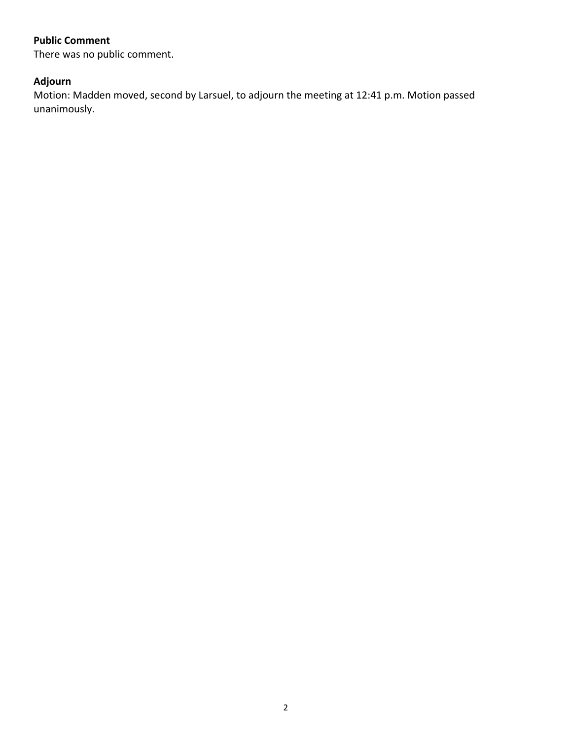**Public Comment**
There was no public comment.

**Adjourn**
Motion: Madden moved, second by Larsuel, to adjourn the meeting at 12:41 p.m. Motion passed unanimously.